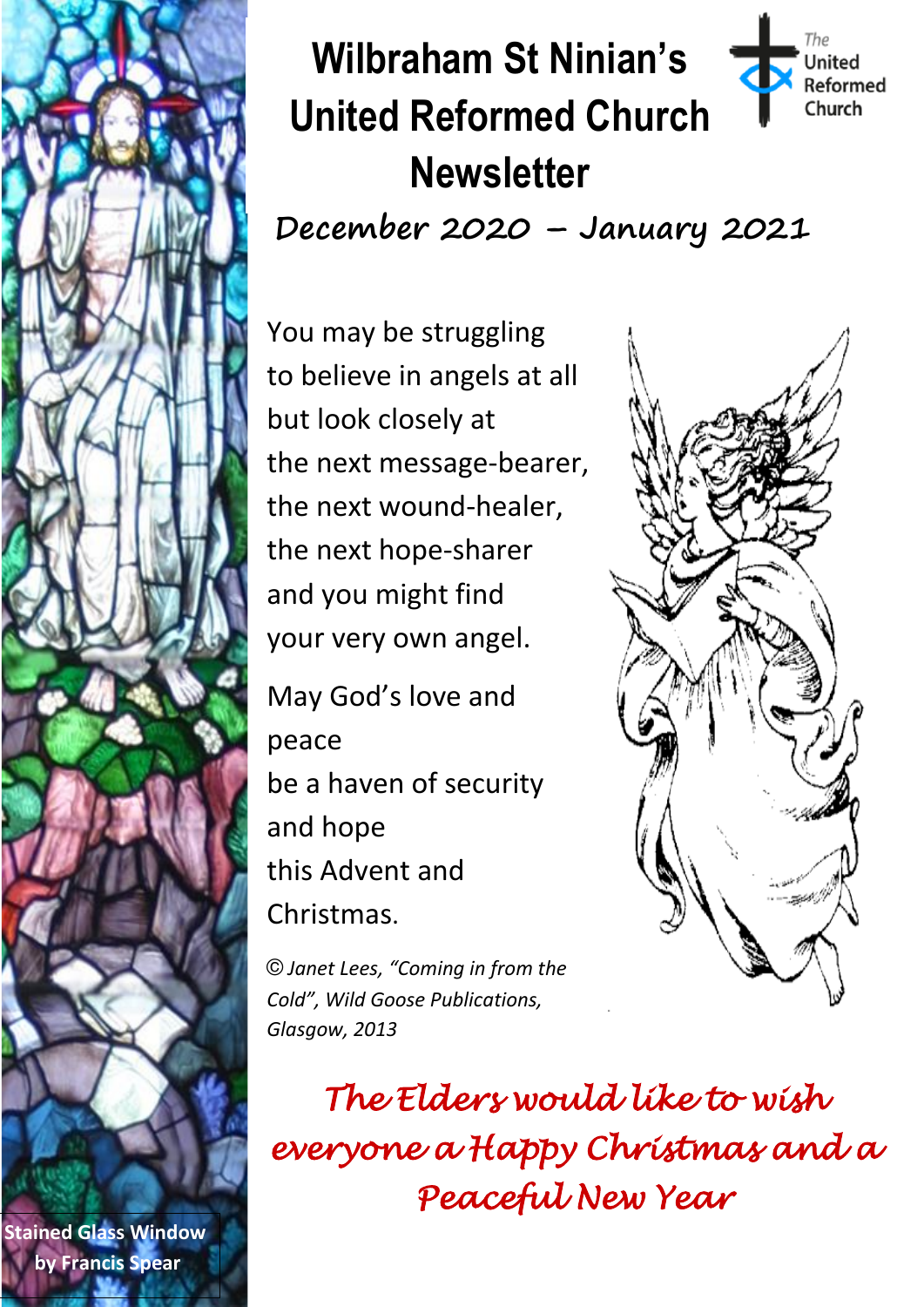# Wilbraham St Ninian's United Reformed Church Newsletter

The United Reformed Church

**December 2020 – January 2021**

You may be struggling
to believe in angels at all
but look closely at
the next message-bearer,
the next wound-healer,
the next hope-sharer
and you might find
your very own angel.

May God's love and
peace
be a haven of security
and hope
this Advent and
Christmas.

*© Janet Lees, "Coming in from the Cold", Wild Goose Publications, Glasgow, 2013*

*The Elders would like to wish everyone a Happy Christmas and a Peaceful New Year*

**Stained Glass Window by Francis Spear**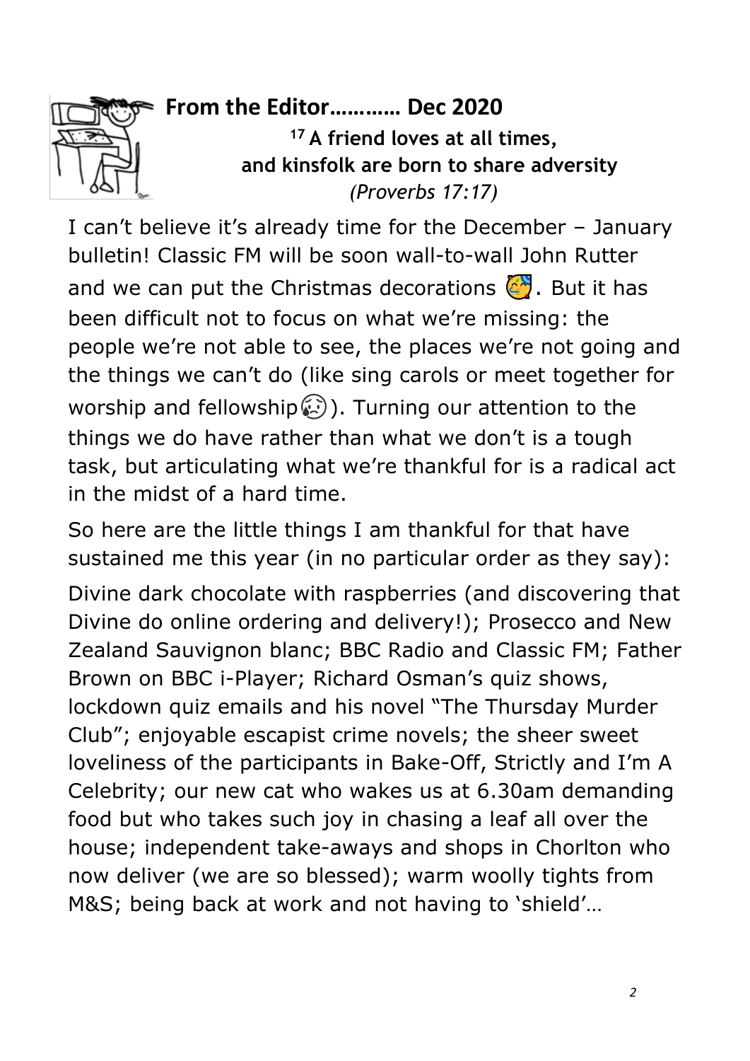## From the Editor………… Dec 2020

**[17] A friend loves at all times,**
**and kinsfolk are born to share adversity**
*(Proverbs 17:17)*

I can't believe it's already time for the December – January bulletin! Classic FM will be soon wall-to-wall John Rutter and we can put the Christmas decorations 🥳. But it has been difficult not to focus on what we're missing: the people we're not able to see, the places we're not going and the things we can't do (like sing carols or meet together for worship and fellowship😥). Turning our attention to the things we do have rather than what we don't is a tough task, but articulating what we're thankful for is a radical act in the midst of a hard time.

So here are the little things I am thankful for that have sustained me this year (in no particular order as they say):

Divine dark chocolate with raspberries (and discovering that Divine do online ordering and delivery!); Prosecco and New Zealand Sauvignon blanc; BBC Radio and Classic FM; Father Brown on BBC i-Player; Richard Osman's quiz shows, lockdown quiz emails and his novel "The Thursday Murder Club"; enjoyable escapist crime novels; the sheer sweet loveliness of the participants in Bake-Off, Strictly and I'm A Celebrity; our new cat who wakes us at 6.30am demanding food but who takes such joy in chasing a leaf all over the house; independent take-aways and shops in Chorlton who now deliver (we are so blessed); warm woolly tights from M&S; being back at work and not having to 'shield'…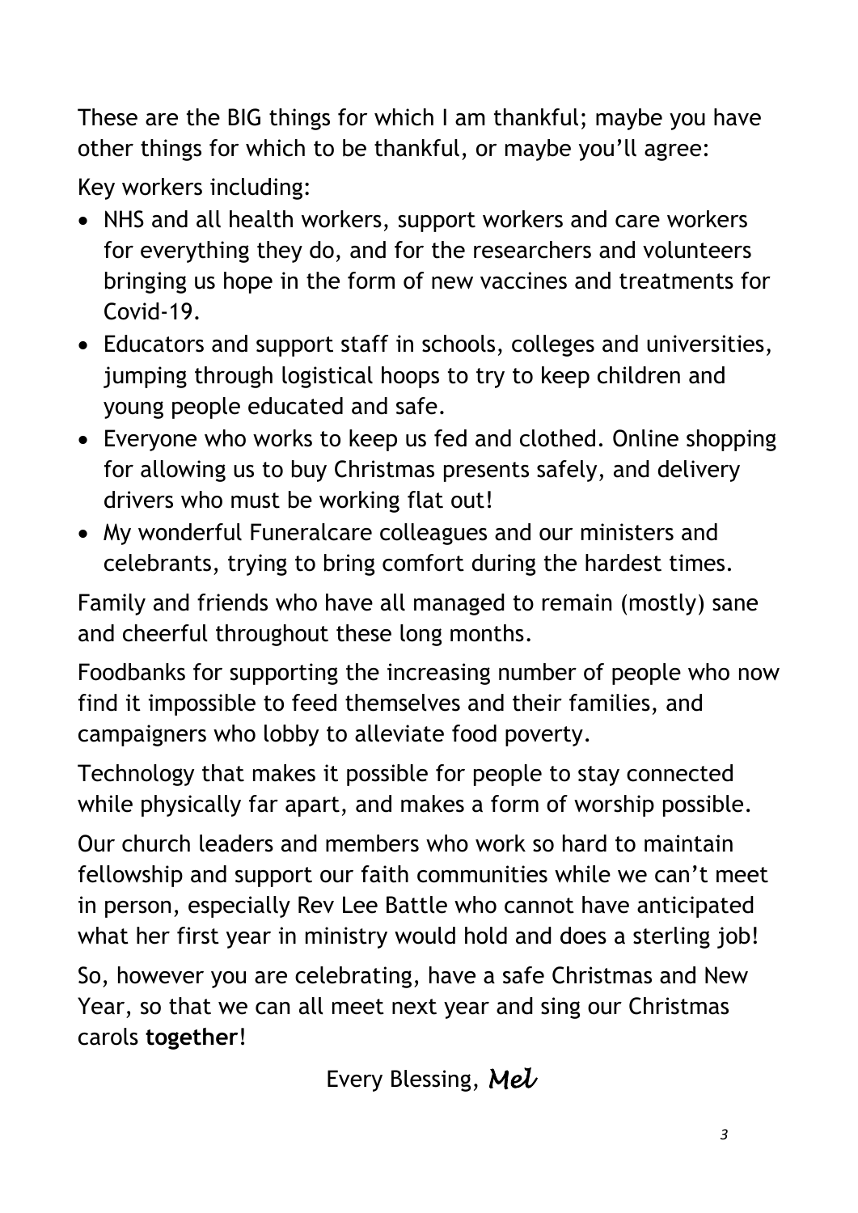These are the BIG things for which I am thankful; maybe you have other things for which to be thankful, or maybe you'll agree:

Key workers including:

- NHS and all health workers, support workers and care workers for everything they do, and for the researchers and volunteers bringing us hope in the form of new vaccines and treatments for Covid-19.
- Educators and support staff in schools, colleges and universities, jumping through logistical hoops to try to keep children and young people educated and safe.
- Everyone who works to keep us fed and clothed. Online shopping for allowing us to buy Christmas presents safely, and delivery drivers who must be working flat out!
- My wonderful Funeralcare colleagues and our ministers and celebrants, trying to bring comfort during the hardest times.

Family and friends who have all managed to remain (mostly) sane and cheerful throughout these long months.

Foodbanks for supporting the increasing number of people who now find it impossible to feed themselves and their families, and campaigners who lobby to alleviate food poverty.

Technology that makes it possible for people to stay connected while physically far apart, and makes a form of worship possible.

Our church leaders and members who work so hard to maintain fellowship and support our faith communities while we can't meet in person, especially Rev Lee Battle who cannot have anticipated what her first year in ministry would hold and does a sterling job!

So, however you are celebrating, have a safe Christmas and New Year, so that we can all meet next year and sing our Christmas carols **together**!

Every Blessing, *Mel*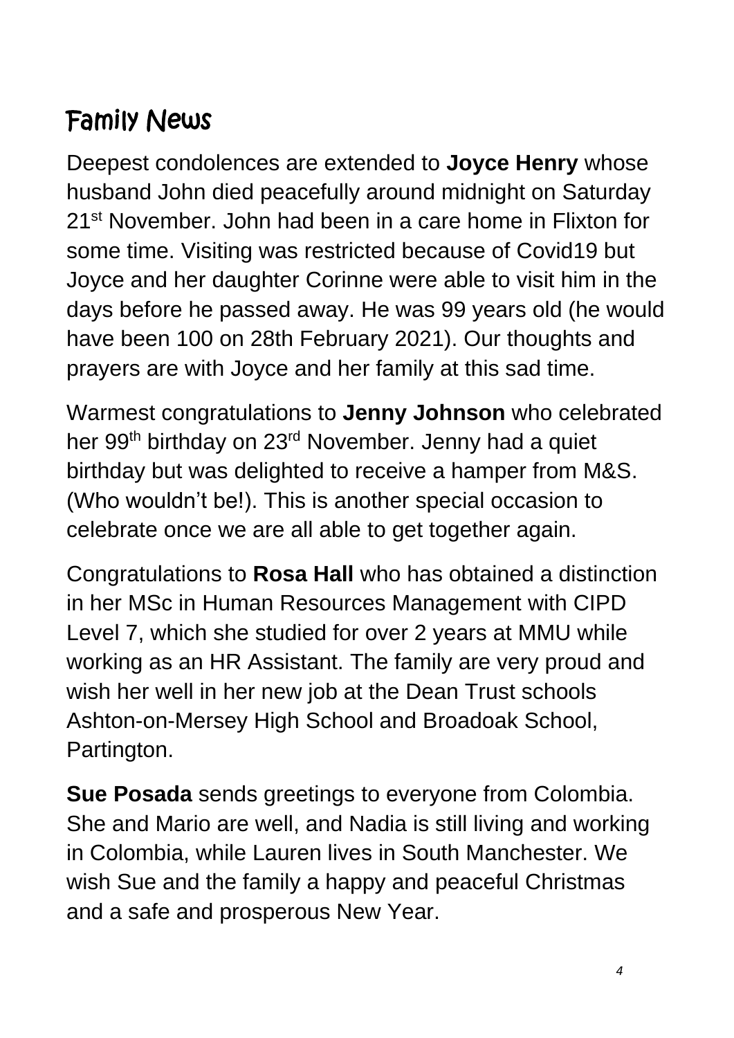# Family News

Deepest condolences are extended to **Joyce Henry** whose husband John died peacefully around midnight on Saturday 21st November. John had been in a care home in Flixton for some time. Visiting was restricted because of Covid19 but Joyce and her daughter Corinne were able to visit him in the days before he passed away. He was 99 years old (he would have been 100 on 28th February 2021). Our thoughts and prayers are with Joyce and her family at this sad time.

Warmest congratulations to **Jenny Johnson** who celebrated her 99th birthday on 23rd November. Jenny had a quiet birthday but was delighted to receive a hamper from M&S. (Who wouldn't be!). This is another special occasion to celebrate once we are all able to get together again.

Congratulations to **Rosa Hall** who has obtained a distinction in her MSc in Human Resources Management with CIPD Level 7, which she studied for over 2 years at MMU while working as an HR Assistant. The family are very proud and wish her well in her new job at the Dean Trust schools Ashton-on-Mersey High School and Broadoak School, Partington.

**Sue Posada** sends greetings to everyone from Colombia. She and Mario are well, and Nadia is still living and working in Colombia, while Lauren lives in South Manchester. We wish Sue and the family a happy and peaceful Christmas and a safe and prosperous New Year.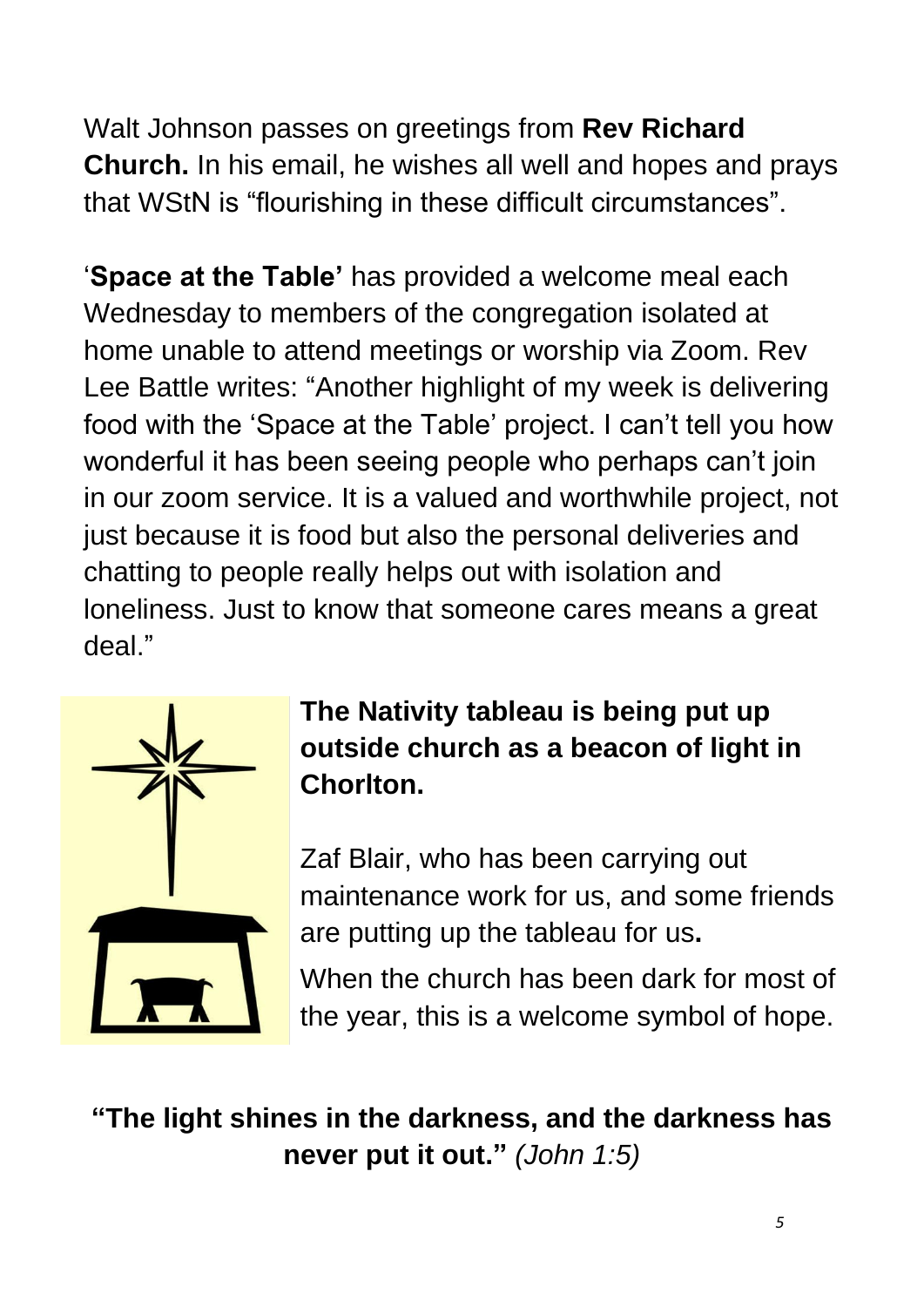Walt Johnson passes on greetings from **Rev Richard Church.** In his email, he wishes all well and hopes and prays that WStN is "flourishing in these difficult circumstances".

'**Space at the Table'** has provided a welcome meal each Wednesday to members of the congregation isolated at home unable to attend meetings or worship via Zoom. Rev Lee Battle writes: "Another highlight of my week is delivering food with the 'Space at the Table' project. I can't tell you how wonderful it has been seeing people who perhaps can't join in our zoom service. It is a valued and worthwhile project, not just because it is food but also the personal deliveries and chatting to people really helps out with isolation and loneliness. Just to know that someone cares means a great deal."

**The Nativity tableau is being put up outside church as a beacon of light in Chorlton.**

Zaf Blair, who has been carrying out maintenance work for us, and some friends are putting up the tableau for us**.**

When the church has been dark for most of the year, this is a welcome symbol of hope.

**"The light shines in the darkness, and the darkness has never put it out."** *(John 1:5)*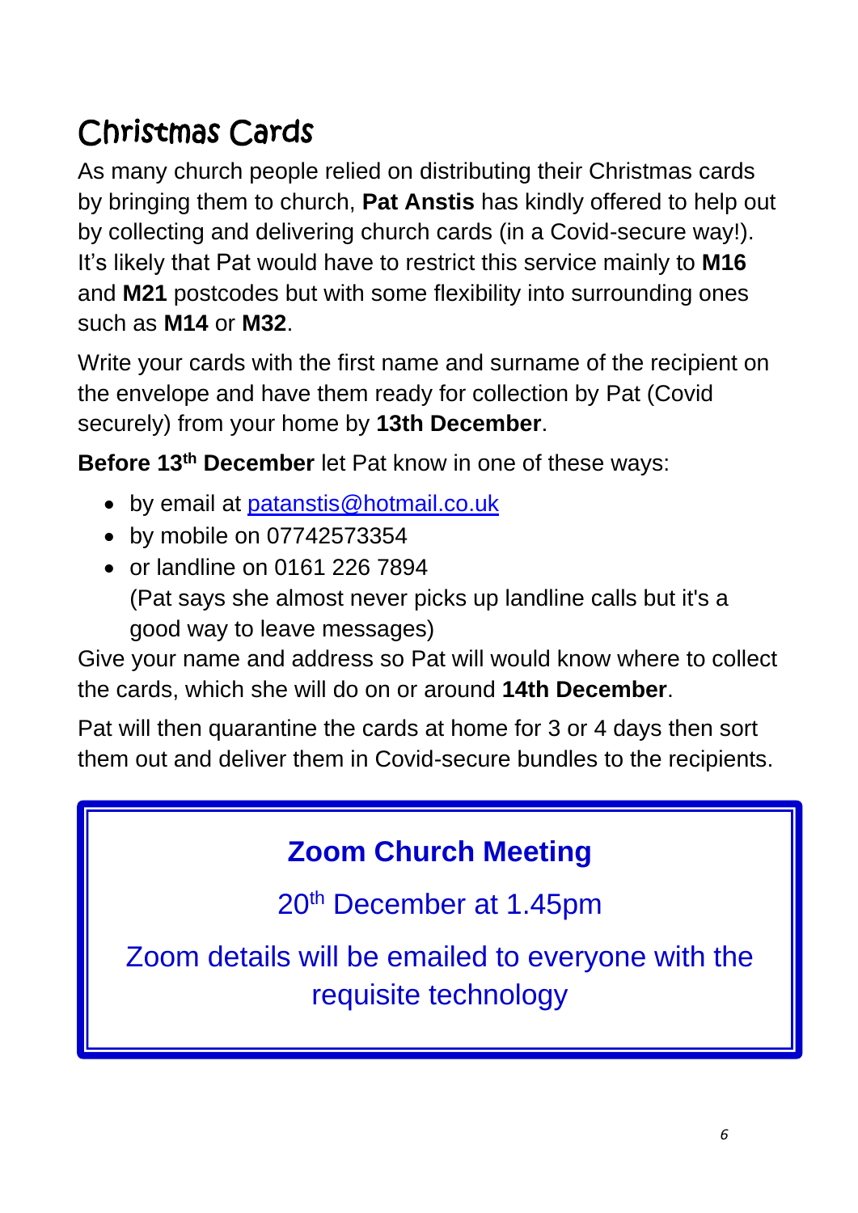# Christmas Cards

As many church people relied on distributing their Christmas cards by bringing them to church, **Pat Anstis** has kindly offered to help out by collecting and delivering church cards (in a Covid-secure way!). It's likely that Pat would have to restrict this service mainly to **M16** and **M21** postcodes but with some flexibility into surrounding ones such as **M14** or **M32**.

Write your cards with the first name and surname of the recipient on the envelope and have them ready for collection by Pat (Covid securely) from your home by **13th December**.

**Before 13th December** let Pat know in one of these ways:

- by email at patanstis@hotmail.co.uk
- by mobile on 07742573354
- or landline on 0161 226 7894
  (Pat says she almost never picks up landline calls but it's a good way to leave messages)

Give your name and address so Pat will would know where to collect the cards, which she will do on or around **14th December**.

Pat will then quarantine the cards at home for 3 or 4 days then sort them out and deliver them in Covid-secure bundles to the recipients.

**Zoom Church Meeting**

20th December at 1.45pm

Zoom details will be emailed to everyone with the requisite technology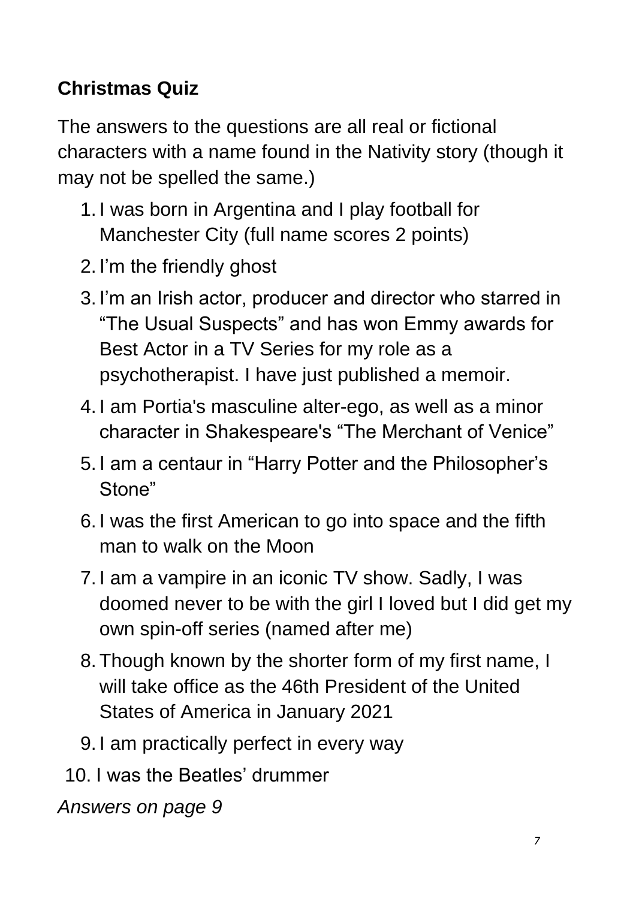**Christmas Quiz**

The answers to the questions are all real or fictional characters with a name found in the Nativity story (though it may not be spelled the same.)

1. I was born in Argentina and I play football for Manchester City (full name scores 2 points)
2. I'm the friendly ghost
3. I'm an Irish actor, producer and director who starred in "The Usual Suspects" and has won Emmy awards for Best Actor in a TV Series for my role as a psychotherapist. I have just published a memoir.
4. I am Portia's masculine alter-ego, as well as a minor character in Shakespeare's "The Merchant of Venice"
5. I am a centaur in "Harry Potter and the Philosopher's Stone"
6. I was the first American to go into space and the fifth man to walk on the Moon
7. I am a vampire in an iconic TV show. Sadly, I was doomed never to be with the girl I loved but I did get my own spin-off series (named after me)
8. Though known by the shorter form of my first name, I will take office as the 46th President of the United States of America in January 2021
9. I am practically perfect in every way
10. I was the Beatles' drummer

*Answers on page 9*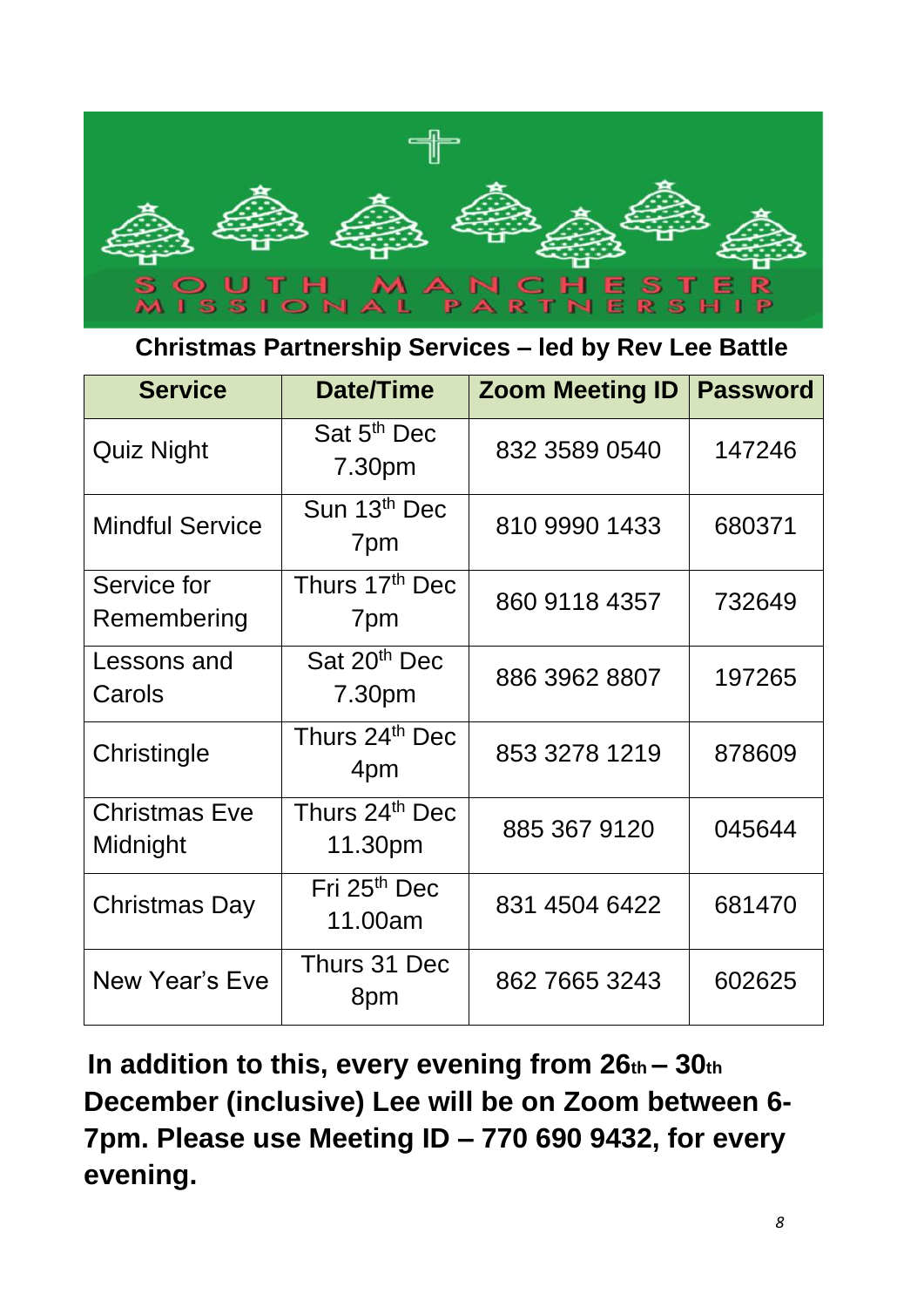SOUTH MANCHESTER MISSIONAL PARTNERSHIP

**Christmas Partnership Services – led by Rev Lee Battle**

| Service | Date/Time | Zoom Meeting ID | Password |
|---|---|---|---|
| Quiz Night | Sat 5th Dec 7.30pm | 832 3589 0540 | 147246 |
| Mindful Service | Sun 13th Dec 7pm | 810 9990 1433 | 680371 |
| Service for Remembering | Thurs 17th Dec 7pm | 860 9118 4357 | 732649 |
| Lessons and Carols | Sat 20th Dec 7.30pm | 886 3962 8807 | 197265 |
| Christingle | Thurs 24th Dec 4pm | 853 3278 1219 | 878609 |
| Christmas Eve Midnight | Thurs 24th Dec 11.30pm | 885 367 9120 | 045644 |
| Christmas Day | Fri 25th Dec 11.00am | 831 4504 6422 | 681470 |
| New Year's Eve | Thurs 31 Dec 8pm | 862 7665 3243 | 602625 |

**In addition to this, every evening from 26th – 30th December (inclusive) Lee will be on Zoom between 6-7pm. Please use Meeting ID – 770 690 9432, for every evening.**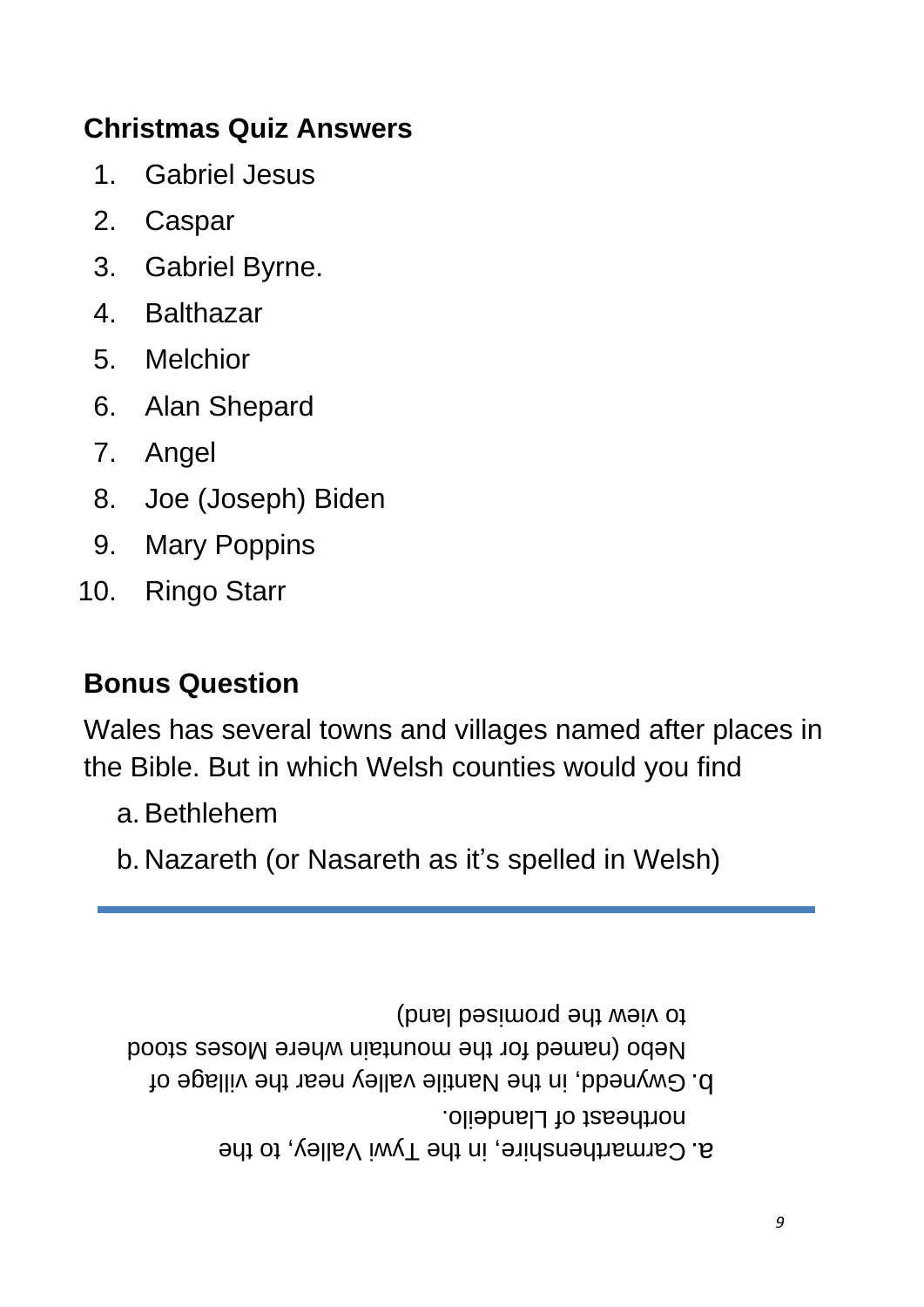## Christmas Quiz Answers

1. Gabriel Jesus
2. Caspar
3. Gabriel Byrne.
4. Balthazar
5. Melchior
6. Alan Shepard
7. Angel
8. Joe (Joseph) Biden
9. Mary Poppins
10. Ringo Starr

## Bonus Question

Wales has several towns and villages named after places in the Bible. But in which Welsh counties would you find

a. Bethlehem
b. Nazareth (or Nasareth as it's spelled in Welsh)

---

a. Carmarthenshire, in the Tywi Valley, to the northeast of Llandeilo.
b. Gwynedd, in the Nantlle valley near the village of Nebo (named for the mountain where Moses stood to view the promised land)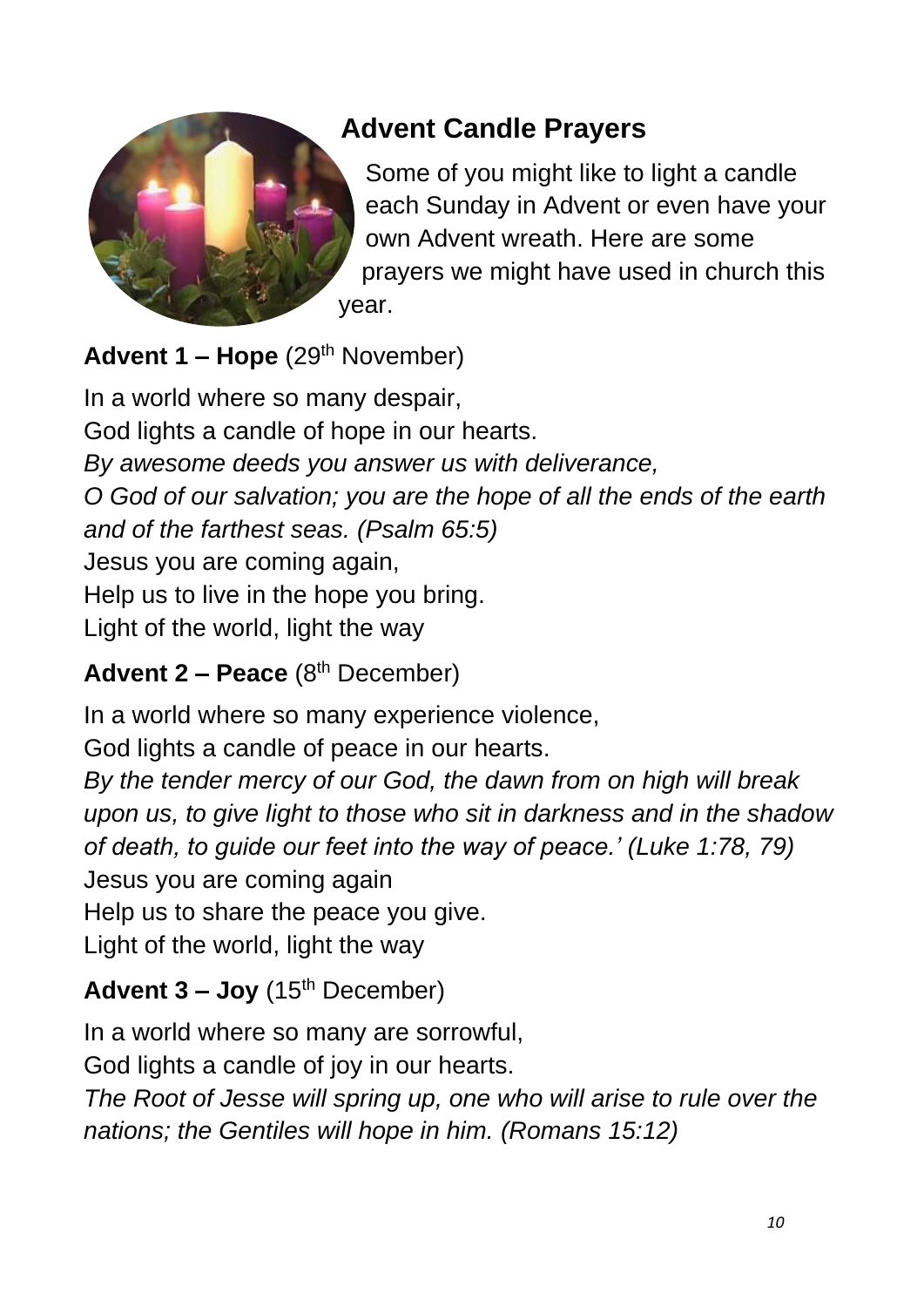## Advent Candle Prayers

Some of you might like to light a candle each Sunday in Advent or even have your own Advent wreath. Here are some prayers we might have used in church this year.

**Advent 1 – Hope** (29th November)

In a world where so many despair,
God lights a candle of hope in our hearts.
*By awesome deeds you answer us with deliverance,*
*O God of our salvation; you are the hope of all the ends of the earth and of the farthest seas. (Psalm 65:5)*
Jesus you are coming again,
Help us to live in the hope you bring.
Light of the world, light the way

**Advent 2 – Peace** (8th December)

In a world where so many experience violence,
God lights a candle of peace in our hearts.
*By the tender mercy of our God, the dawn from on high will break upon us, to give light to those who sit in darkness and in the shadow of death, to guide our feet into the way of peace.' (Luke 1:78, 79)*
Jesus you are coming again
Help us to share the peace you give.
Light of the world, light the way

**Advent 3 – Joy** (15th December)

In a world where so many are sorrowful,
God lights a candle of joy in our hearts.
*The Root of Jesse will spring up, one who will arise to rule over the nations; the Gentiles will hope in him. (Romans 15:12)*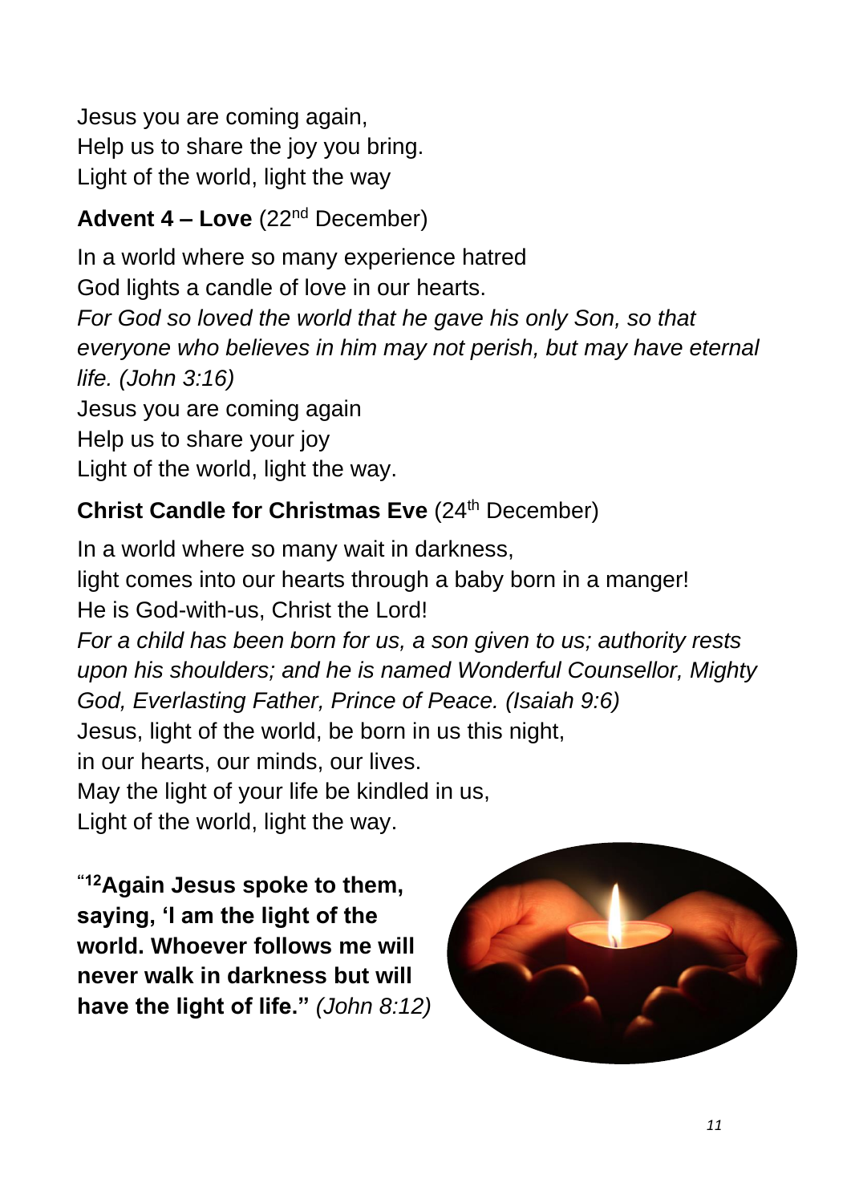Jesus you are coming again,
Help us to share the joy you bring.
Light of the world, light the way

**Advent 4 – Love** (22nd December)

In a world where so many experience hatred
God lights a candle of love in our hearts.
*For God so loved the world that he gave his only Son, so that everyone who believes in him may not perish, but may have eternal life. (John 3:16)*
Jesus you are coming again
Help us to share your joy
Light of the world, light the way.

**Christ Candle for Christmas Eve** (24th December)

In a world where so many wait in darkness,
light comes into our hearts through a baby born in a manger!
He is God-with-us, Christ the Lord!
*For a child has been born for us, a son given to us; authority rests upon his shoulders; and he is named Wonderful Counsellor, Mighty God, Everlasting Father, Prince of Peace. (Isaiah 9:6)*
Jesus, light of the world, be born in us this night,
in our hearts, our minds, our lives.
May the light of your life be kindled in us,
Light of the world, light the way.

"[12]**Again Jesus spoke to them, saying, 'I am the light of the world. Whoever follows me will never walk in darkness but will have the light of life."** *(John 8:12)*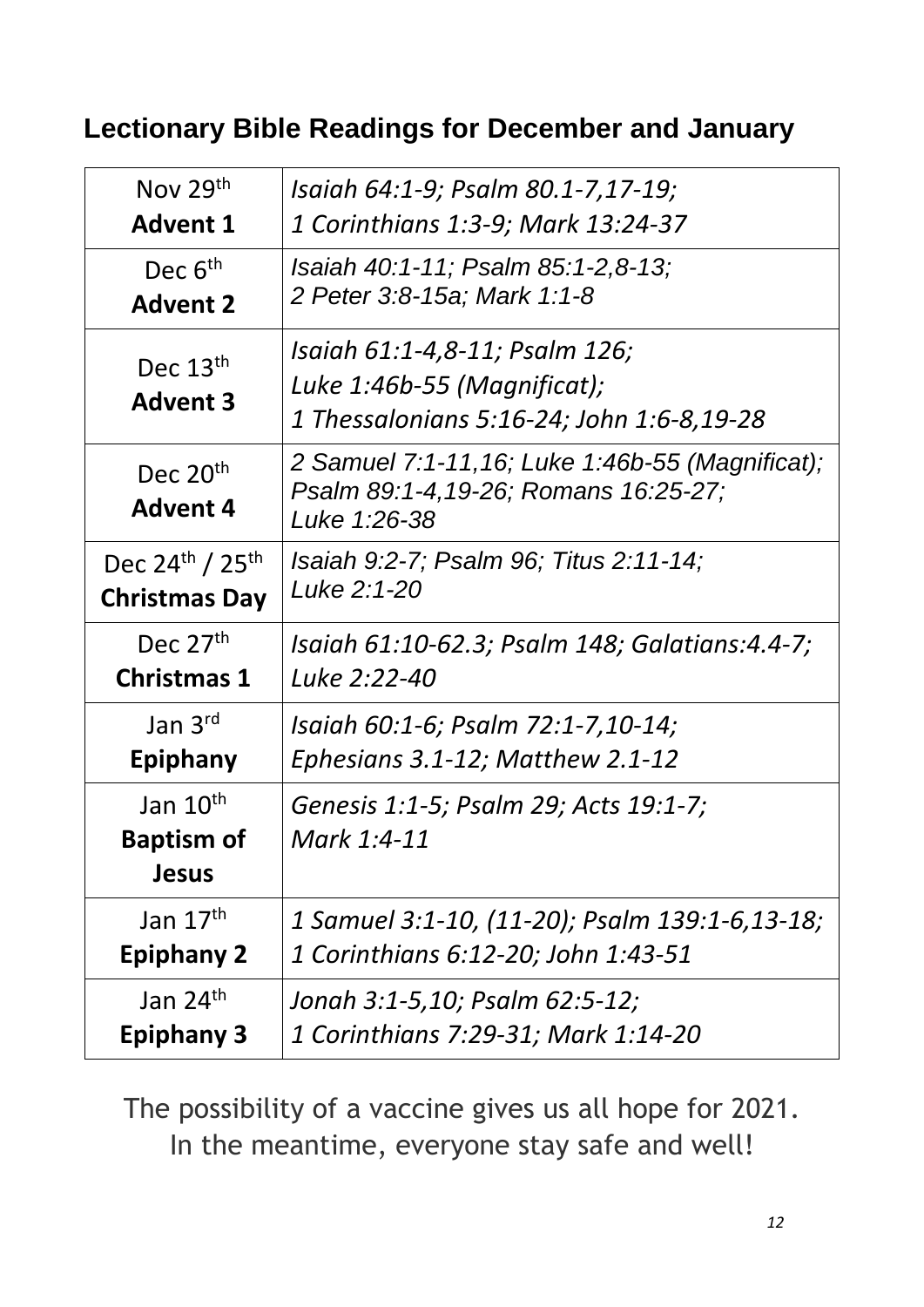## Lectionary Bible Readings for December and January

| | |
|---|---|
| Nov 29th **Advent 1** | *Isaiah 64:1-9; Psalm 80.1-7,17-19; 1 Corinthians 1:3-9; Mark 13:24-37* |
| Dec 6th **Advent 2** | *Isaiah 40:1-11; Psalm 85:1-2,8-13; 2 Peter 3:8-15a; Mark 1:1-8* |
| Dec 13th **Advent 3** | *Isaiah 61:1-4,8-11; Psalm 126; Luke 1:46b-55 (Magnificat); 1 Thessalonians 5:16-24; John 1:6-8,19-28* |
| Dec 20th **Advent 4** | *2 Samuel 7:1-11,16; Luke 1:46b-55 (Magnificat); Psalm 89:1-4,19-26; Romans 16:25-27; Luke 1:26-38* |
| Dec 24th / 25th **Christmas Day** | *Isaiah 9:2-7; Psalm 96; Titus 2:11-14; Luke 2:1-20* |
| Dec 27th **Christmas 1** | *Isaiah 61:10-62.3; Psalm 148; Galatians:4.4-7; Luke 2:22-40* |
| Jan 3rd **Epiphany** | *Isaiah 60:1-6; Psalm 72:1-7,10-14; Ephesians 3.1-12; Matthew 2.1-12* |
| Jan 10th **Baptism of Jesus** | *Genesis 1:1-5; Psalm 29; Acts 19:1-7; Mark 1:4-11* |
| Jan 17th **Epiphany 2** | *1 Samuel 3:1-10, (11-20); Psalm 139:1-6,13-18; 1 Corinthians 6:12-20; John 1:43-51* |
| Jan 24th **Epiphany 3** | *Jonah 3:1-5,10; Psalm 62:5-12; 1 Corinthians 7:29-31; Mark 1:14-20* |

The possibility of a vaccine gives us all hope for 2021.
In the meantime, everyone stay safe and well!